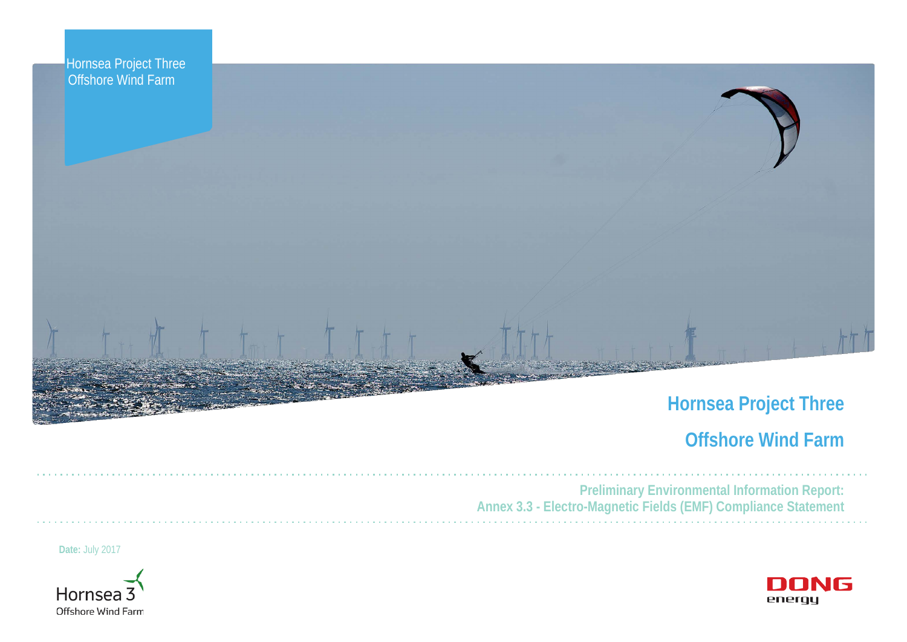Hornsea Project Three
Offshore Wind Farm

# Hornsea Project Three

# Offshore Wind Farm

## Preliminary Environmental Information Report: Annex 3.3 - Electro-Magnetic Fields (EMF) Compliance Statement

**Date:** July 2017

Hornsea 3
Offshore Wind Farm

DONG energy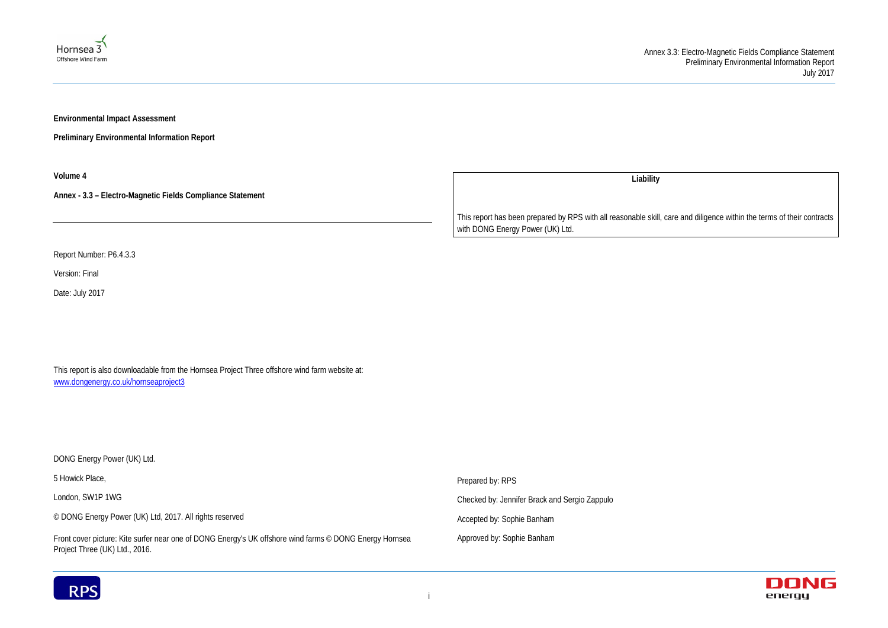**Environmental Impact Assessment**

**Preliminary Environmental Information Report**

**Volume 4**

**Annex - 3.3 – Electro-Magnetic Fields Compliance Statement**

| Liability |
| --- |
| This report has been prepared by RPS with all reasonable skill, care and diligence within the terms of their contracts with DONG Energy Power (UK) Ltd. |

Report Number: P6.4.3.3

Version: Final

Date: July 2017

This report is also downloadable from the Hornsea Project Three offshore wind farm website at: [www.dongenergy.co.uk/hornseaproject3](www.dongenergy.co.uk/hornseaproject3)

DONG Energy Power (UK) Ltd.

5 Howick Place,

London, SW1P 1WG

© DONG Energy Power (UK) Ltd, 2017. All rights reserved

Front cover picture: Kite surfer near one of DONG Energy's UK offshore wind farms © DONG Energy Hornsea Project Three (UK) Ltd., 2016.

Prepared by: RPS

Checked by: Jennifer Brack and Sergio Zappulo

Accepted by: Sophie Banham

Approved by: Sophie Banham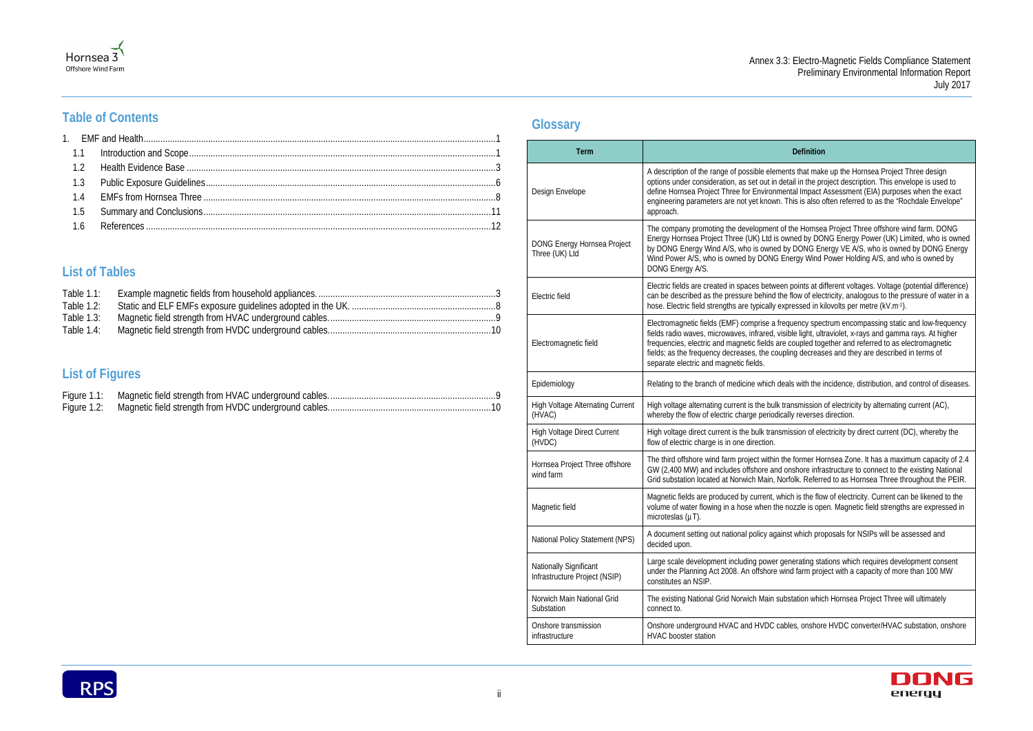## Table of Contents

1. EMF and Health ....................................................................................................................................................1
   - 1.1 Introduction and Scope ..............................................................................................................................1
   - 1.2 Health Evidence Base ...............................................................................................................................3
   - 1.3 Public Exposure Guidelines ........................................................................................................................6
   - 1.4 EMFs from Hornsea Three .........................................................................................................................8
   - 1.5 Summary and Conclusions .......................................................................................................................11
   - 1.6 References ..............................................................................................................................................12

## List of Tables

Table 1.1: Example magnetic fields from household appliances. ..........................................................................3
Table 1.2: Static and ELF EMFs exposure guidelines adopted in the UK. ............................................................8
Table 1.3: Magnetic field strength from HVAC underground cables. ....................................................................9
Table 1.4: Magnetic field strength from HVDC underground cables. ..................................................................10

## List of Figures

Figure 1.1: Magnetic field strength from HVAC underground cables. ....................................................................9
Figure 1.2: Magnetic field strength from HVDC underground cables. ..................................................................10

## Glossary

| Term | Definition |
|---|---|
| Design Envelope | A description of the range of possible elements that make up the Hornsea Project Three design options under consideration, as set out in detail in the project description. This envelope is used to define Hornsea Project Three for Environmental Impact Assessment (EIA) purposes when the exact engineering parameters are not yet known. This is also often referred to as the "Rochdale Envelope" approach. |
| DONG Energy Hornsea Project Three (UK) Ltd | The company promoting the development of the Hornsea Project Three offshore wind farm. DONG Energy Hornsea Project Three (UK) Ltd is owned by DONG Energy Power (UK) Limited, who is owned by DONG Energy Wind A/S, who is owned by DONG Energy VE A/S, who is owned by DONG Energy Wind Power A/S, who is owned by DONG Energy Wind Power Holding A/S, and who is owned by DONG Energy A/S. |
| Electric field | Electric fields are created in spaces between points at different voltages. Voltage (potential difference) can be described as the pressure behind the flow of electricity, analogous to the pressure of water in a hose. Electric field strengths are typically expressed in kilovolts per metre (kV.m[-1]). |
| Electromagnetic field | Electromagnetic fields (EMF) comprise a frequency spectrum encompassing static and low-frequency fields radio waves, microwaves, infrared, visible light, ultraviolet, x-rays and gamma rays. At higher frequencies, electric and magnetic fields are coupled together and referred to as electromagnetic fields; as the frequency decreases, the coupling decreases and they are described in terms of separate electric and magnetic fields. |
| Epidemiology | Relating to the branch of medicine which deals with the incidence, distribution, and control of diseases. |
| High Voltage Alternating Current (HVAC) | High voltage alternating current is the bulk transmission of electricity by alternating current (AC), whereby the flow of electric charge periodically reverses direction. |
| High Voltage Direct Current (HVDC) | High voltage direct current is the bulk transmission of electricity by direct current (DC), whereby the flow of electric charge is in one direction. |
| Hornsea Project Three offshore wind farm | The third offshore wind farm project within the former Hornsea Zone. It has a maximum capacity of 2.4 GW (2,400 MW) and includes offshore and onshore infrastructure to connect to the existing National Grid substation located at Norwich Main, Norfolk. Referred to as Hornsea Three throughout the PEIR. |
| Magnetic field | Magnetic fields are produced by current, which is the flow of electricity. Current can be likened to the volume of water flowing in a hose when the nozzle is open. Magnetic field strengths are expressed in microteslas (µT). |
| National Policy Statement (NPS) | A document setting out national policy against which proposals for NSIPs will be assessed and decided upon. |
| Nationally Significant Infrastructure Project (NSIP) | Large scale development including power generating stations which requires development consent under the Planning Act 2008. An offshore wind farm project with a capacity of more than 100 MW constitutes an NSIP. |
| Norwich Main National Grid Substation | The existing National Grid Norwich Main substation which Hornsea Project Three will ultimately connect to. |
| Onshore transmission infrastructure | Onshore underground HVAC and HVDC cables, onshore HVDC converter/HVAC substation, onshore HVAC booster station |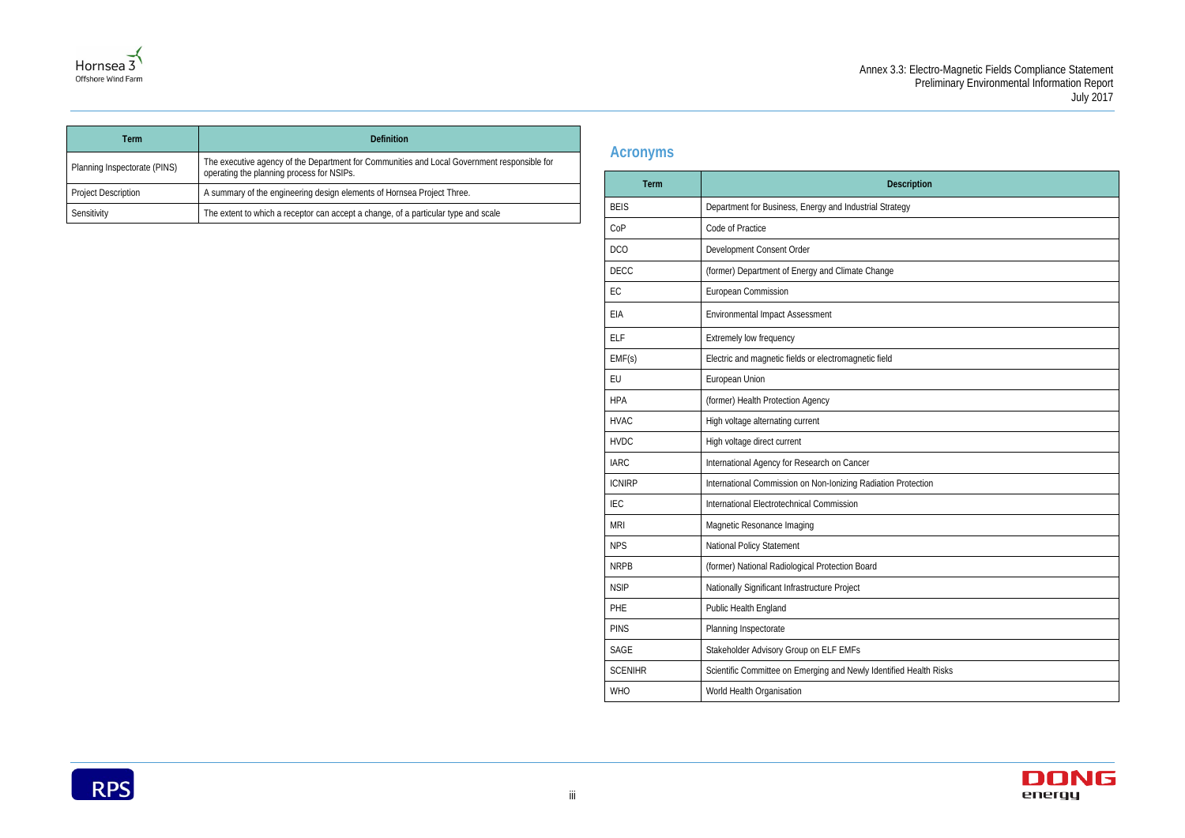| Term | Definition |
|---|---|
| Planning Inspectorate (PINS) | The executive agency of the Department for Communities and Local Government responsible for operating the planning process for NSIPs. |
| Project Description | A summary of the engineering design elements of Hornsea Project Three. |
| Sensitivity | The extent to which a receptor can accept a change, of a particular type and scale |

## Acronyms

| Term | Description |
|---|---|
| BEIS | Department for Business, Energy and Industrial Strategy |
| CoP | Code of Practice |
| DCO | Development Consent Order |
| DECC | (former) Department of Energy and Climate Change |
| EC | European Commission |
| EIA | Environmental Impact Assessment |
| ELF | Extremely low frequency |
| EMF(s) | Electric and magnetic fields or electromagnetic field |
| EU | European Union |
| HPA | (former) Health Protection Agency |
| HVAC | High voltage alternating current |
| HVDC | High voltage direct current |
| IARC | International Agency for Research on Cancer |
| ICNIRP | International Commission on Non-Ionizing Radiation Protection |
| IEC | International Electrotechnical Commission |
| MRI | Magnetic Resonance Imaging |
| NPS | National Policy Statement |
| NRPB | (former) National Radiological Protection Board |
| NSIP | Nationally Significant Infrastructure Project |
| PHE | Public Health England |
| PINS | Planning Inspectorate |
| SAGE | Stakeholder Advisory Group on ELF EMFs |
| SCENIHR | Scientific Committee on Emerging and Newly Identified Health Risks |
| WHO | World Health Organisation |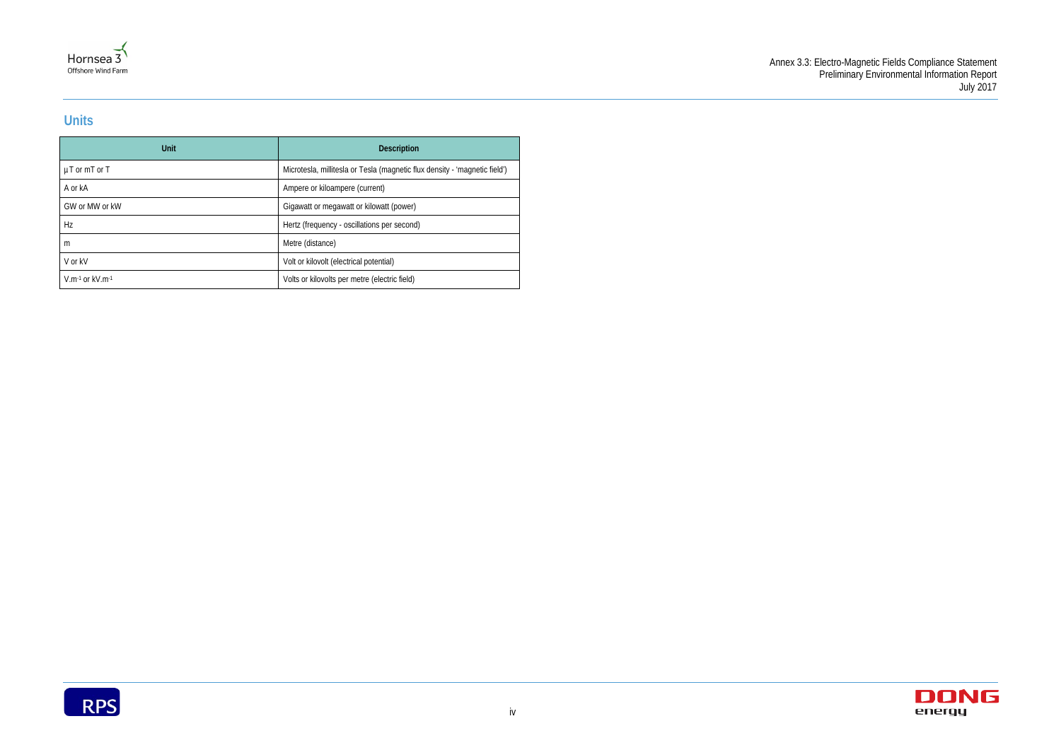## Units

| Unit | Description |
|---|---|
| µT or mT or T | Microtesla, millitesla or Tesla (magnetic flux density - 'magnetic field') |
| A or kA | Ampere or kiloampere (current) |
| GW or MW or kW | Gigawatt or megawatt or kilowatt (power) |
| Hz | Hertz (frequency - oscillations per second) |
| m | Metre (distance) |
| V or kV | Volt or kilovolt (electrical potential) |
| $V.m^{-1}$ or $kV.m^{-1}$ | Volts or kilovolts per metre (electric field) |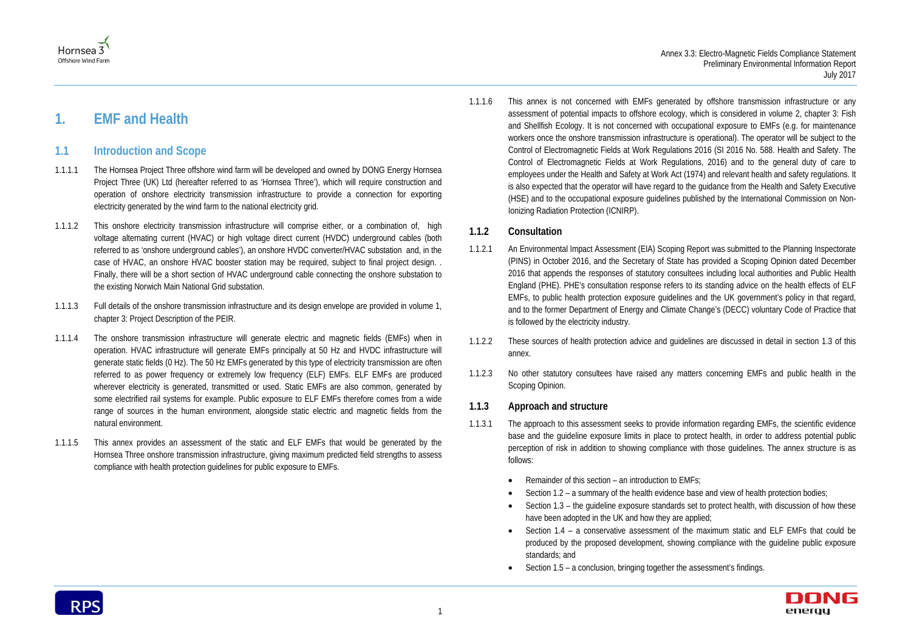# 1. EMF and Health

## 1.1 Introduction and Scope

1.1.1.1 The Hornsea Project Three offshore wind farm will be developed and owned by DONG Energy Hornsea Project Three (UK) Ltd (hereafter referred to as 'Hornsea Three'), which will require construction and operation of onshore electricity transmission infrastructure to provide a connection for exporting electricity generated by the wind farm to the national electricity grid.

1.1.1.2 This onshore electricity transmission infrastructure will comprise either, or a combination of, high voltage alternating current (HVAC) or high voltage direct current (HVDC) underground cables (both referred to as 'onshore underground cables'), an onshore HVDC converter/HVAC substation and, in the case of HVAC, an onshore HVAC booster station may be required, subject to final project design. . Finally, there will be a short section of HVAC underground cable connecting the onshore substation to the existing Norwich Main National Grid substation.

1.1.1.3 Full details of the onshore transmission infrastructure and its design envelope are provided in volume 1, chapter 3: Project Description of the PEIR.

1.1.1.4 The onshore transmission infrastructure will generate electric and magnetic fields (EMFs) when in operation. HVAC infrastructure will generate EMFs principally at 50 Hz and HVDC infrastructure will generate static fields (0 Hz). The 50 Hz EMFs generated by this type of electricity transmission are often referred to as power frequency or extremely low frequency (ELF) EMFs. ELF EMFs are produced wherever electricity is generated, transmitted or used. Static EMFs are also common, generated by some electrified rail systems for example. Public exposure to ELF EMFs therefore comes from a wide range of sources in the human environment, alongside static electric and magnetic fields from the natural environment.

1.1.1.5 This annex provides an assessment of the static and ELF EMFs that would be generated by the Hornsea Three onshore transmission infrastructure, giving maximum predicted field strengths to assess compliance with health protection guidelines for public exposure to EMFs.

1.1.1.6 This annex is not concerned with EMFs generated by offshore transmission infrastructure or any assessment of potential impacts to offshore ecology, which is considered in volume 2, chapter 3: Fish and Shellfish Ecology. It is not concerned with occupational exposure to EMFs (e.g. for maintenance workers once the onshore transmission infrastructure is operational). The operator will be subject to the Control of Electromagnetic Fields at Work Regulations 2016 (SI 2016 No. 588. Health and Safety. The Control of Electromagnetic Fields at Work Regulations, 2016) and to the general duty of care to employees under the Health and Safety at Work Act (1974) and relevant health and safety regulations. It is also expected that the operator will have regard to the guidance from the Health and Safety Executive (HSE) and to the occupational exposure guidelines published by the International Commission on Non-Ionizing Radiation Protection (ICNIRP).

### 1.1.2 Consultation

1.1.2.1 An Environmental Impact Assessment (EIA) Scoping Report was submitted to the Planning Inspectorate (PINS) in October 2016, and the Secretary of State has provided a Scoping Opinion dated December 2016 that appends the responses of statutory consultees including local authorities and Public Health England (PHE). PHE's consultation response refers to its standing advice on the health effects of ELF EMFs, to public health protection exposure guidelines and the UK government's policy in that regard, and to the former Department of Energy and Climate Change's (DECC) voluntary Code of Practice that is followed by the electricity industry.

1.1.2.2 These sources of health protection advice and guidelines are discussed in detail in section 1.3 of this annex.

1.1.2.3 No other statutory consultees have raised any matters concerning EMFs and public health in the Scoping Opinion.

### 1.1.3 Approach and structure

1.1.3.1 The approach to this assessment seeks to provide information regarding EMFs, the scientific evidence base and the guideline exposure limits in place to protect health, in order to address potential public perception of risk in addition to showing compliance with those guidelines. The annex structure is as follows:

- Remainder of this section – an introduction to EMFs;
- Section 1.2 – a summary of the health evidence base and view of health protection bodies;
- Section 1.3 – the guideline exposure standards set to protect health, with discussion of how these have been adopted in the UK and how they are applied;
- Section 1.4 – a conservative assessment of the maximum static and ELF EMFs that could be produced by the proposed development, showing compliance with the guideline public exposure standards; and
- Section 1.5 – a conclusion, bringing together the assessment's findings.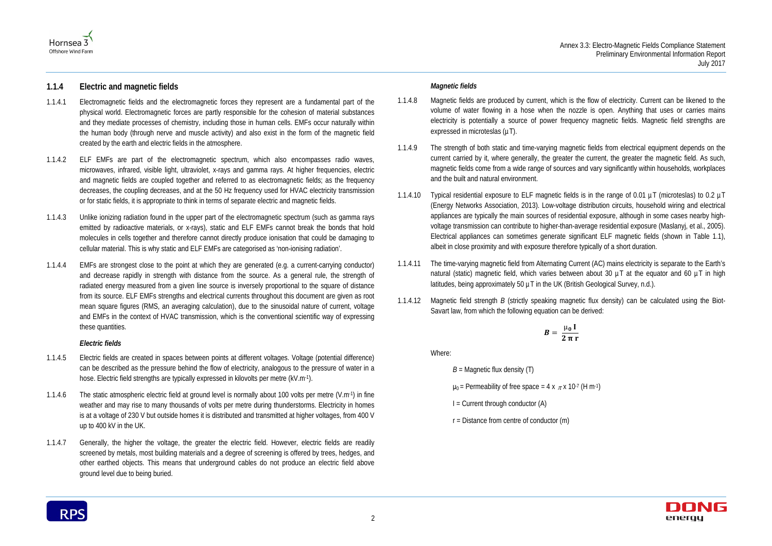### 1.1.4 Electric and magnetic fields

1.1.4.1 Electromagnetic fields and the electromagnetic forces they represent are a fundamental part of the physical world. Electromagnetic forces are partly responsible for the cohesion of material substances and they mediate processes of chemistry, including those in human cells. EMFs occur naturally within the human body (through nerve and muscle activity) and also exist in the form of the magnetic field created by the earth and electric fields in the atmosphere.

1.1.4.2 ELF EMFs are part of the electromagnetic spectrum, which also encompasses radio waves, microwaves, infrared, visible light, ultraviolet, x-rays and gamma rays. At higher frequencies, electric and magnetic fields are coupled together and referred to as electromagnetic fields; as the frequency decreases, the coupling decreases, and at the 50 Hz frequency used for HVAC electricity transmission or for static fields, it is appropriate to think in terms of separate electric and magnetic fields.

1.1.4.3 Unlike ionizing radiation found in the upper part of the electromagnetic spectrum (such as gamma rays emitted by radioactive materials, or x-rays), static and ELF EMFs cannot break the bonds that hold molecules in cells together and therefore cannot directly produce ionisation that could be damaging to cellular material. This is why static and ELF EMFs are categorised as 'non-ionising radiation'.

1.1.4.4 EMFs are strongest close to the point at which they are generated (e.g. a current-carrying conductor) and decrease rapidly in strength with distance from the source. As a general rule, the strength of radiated energy measured from a given line source is inversely proportional to the square of distance from its source. ELF EMFs strengths and electrical currents throughout this document are given as root mean square figures (RMS, an averaging calculation), due to the sinusoidal nature of current, voltage and EMFs in the context of HVAC transmission, which is the conventional scientific way of expressing these quantities.

#### *Electric fields*

1.1.4.5 Electric fields are created in spaces between points at different voltages. Voltage (potential difference) can be described as the pressure behind the flow of electricity, analogous to the pressure of water in a hose. Electric field strengths are typically expressed in kilovolts per metre ($kV.m^{-1}$).

1.1.4.6 The static atmospheric electric field at ground level is normally about 100 volts per metre ($V.m^{-1}$) in fine weather and may rise to many thousands of volts per metre during thunderstorms. Electricity in homes is at a voltage of 230 V but outside homes it is distributed and transmitted at higher voltages, from 400 V up to 400 kV in the UK.

1.1.4.7 Generally, the higher the voltage, the greater the electric field. However, electric fields are readily screened by metals, most building materials and a degree of screening is offered by trees, hedges, and other earthed objects. This means that underground cables do not produce an electric field above ground level due to being buried.

#### *Magnetic fields*

1.1.4.8 Magnetic fields are produced by current, which is the flow of electricity. Current can be likened to the volume of water flowing in a hose when the nozzle is open. Anything that uses or carries mains electricity is potentially a source of power frequency magnetic fields. Magnetic field strengths are expressed in microteslas (µT).

1.1.4.9 The strength of both static and time-varying magnetic fields from electrical equipment depends on the current carried by it, where generally, the greater the current, the greater the magnetic field. As such, magnetic fields come from a wide range of sources and vary significantly within households, workplaces and the built and natural environment.

1.1.4.10 Typical residential exposure to ELF magnetic fields is in the range of 0.01 µT (microteslas) to 0.2 µT (Energy Networks Association, 2013). Low-voltage distribution circuits, household wiring and electrical appliances are typically the main sources of residential exposure, although in some cases nearby high-voltage transmission can contribute to higher-than-average residential exposure (Maslanyj, et al., 2005). Electrical appliances can sometimes generate significant ELF magnetic fields (shown in Table 1.1), albeit in close proximity and with exposure therefore typically of a short duration.

1.1.4.11 The time-varying magnetic field from Alternating Current (AC) mains electricity is separate to the Earth's natural (static) magnetic field, which varies between about 30 µT at the equator and 60 µT in high latitudes, being approximately 50 µT in the UK (British Geological Survey, n.d.).

1.1.4.12 Magnetic field strength *B* (strictly speaking magnetic flux density) can be calculated using the Biot-Savart law, from which the following equation can be derived:

$$B = \frac{\mu_0 I}{2 \pi r}$$

Where:

$B$ = Magnetic flux density (T)

$\mu_0$ = Permeability of free space = $4 \times \pi \times 10^{-7}$ ($H\ m^{-1}$)

I = Current through conductor (A)

r = Distance from centre of conductor (m)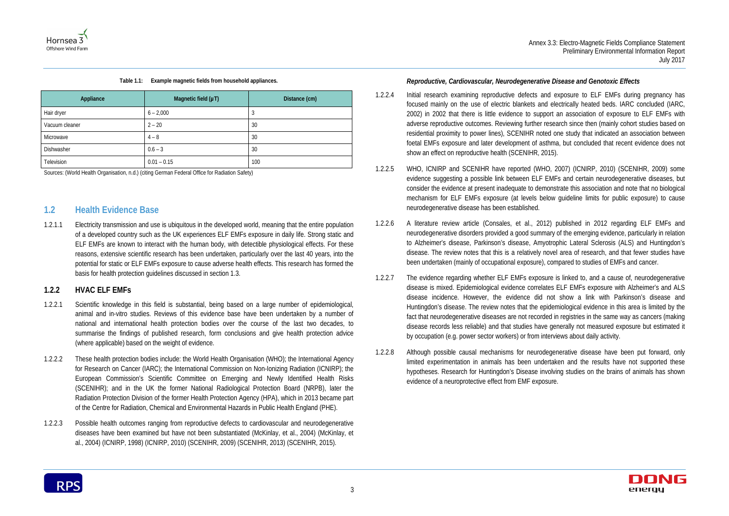**Table 1.1: Example magnetic fields from household appliances.**

| Appliance | Magnetic field (μT) | Distance (cm) |
|---|---|---|
| Hair dryer | 6 – 2,000 | 3 |
| Vacuum cleaner | 2 – 20 | 30 |
| Microwave | 4 – 8 | 30 |
| Dishwasher | 0.6 – 3 | 30 |
| Television | 0.01 – 0.15 | 100 |

Sources: (World Health Organisation, n.d.) (citing German Federal Office for Radiation Safety)

## 1.2 Health Evidence Base

1.2.1.1 Electricity transmission and use is ubiquitous in the developed world, meaning that the entire population of a developed country such as the UK experiences ELF EMFs exposure in daily life. Strong static and ELF EMFs are known to interact with the human body, with detectible physiological effects. For these reasons, extensive scientific research has been undertaken, particularly over the last 40 years, into the potential for static or ELF EMFs exposure to cause adverse health effects. This research has formed the basis for health protection guidelines discussed in section 1.3.

### 1.2.2 HVAC ELF EMFs

1.2.2.1 Scientific knowledge in this field is substantial, being based on a large number of epidemiological, animal and in-vitro studies. Reviews of this evidence base have been undertaken by a number of national and international health protection bodies over the course of the last two decades, to summarise the findings of published research, form conclusions and give health protection advice (where applicable) based on the weight of evidence.

1.2.2.2 These health protection bodies include: the World Health Organisation (WHO); the International Agency for Research on Cancer (IARC); the International Commission on Non-Ionizing Radiation (ICNIRP); the European Commission's Scientific Committee on Emerging and Newly Identified Health Risks (SCENIHR); and in the UK the former National Radiological Protection Board (NRPB), later the Radiation Protection Division of the former Health Protection Agency (HPA), which in 2013 became part of the Centre for Radiation, Chemical and Environmental Hazards in Public Health England (PHE).

1.2.2.3 Possible health outcomes ranging from reproductive defects to cardiovascular and neurodegenerative diseases have been examined but have not been substantiated (McKinlay, et al., 2004) (McKinlay, et al., 2004) (ICNIRP, 1998) (ICNIRP, 2010) (SCENIHR, 2009) (SCENIHR, 2013) (SCENIHR, 2015).

*Reproductive, Cardiovascular, Neurodegenerative Disease and Genotoxic Effects*

1.2.2.4 Initial research examining reproductive defects and exposure to ELF EMFs during pregnancy has focused mainly on the use of electric blankets and electrically heated beds. IARC concluded (IARC, 2002) in 2002 that there is little evidence to support an association of exposure to ELF EMFs with adverse reproductive outcomes. Reviewing further research since then (mainly cohort studies based on residential proximity to power lines), SCENIHR noted one study that indicated an association between foetal EMFs exposure and later development of asthma, but concluded that recent evidence does not show an effect on reproductive health (SCENIHR, 2015).

1.2.2.5 WHO, ICNIRP and SCENIHR have reported (WHO, 2007) (ICNIRP, 2010) (SCENIHR, 2009) some evidence suggesting a possible link between ELF EMFs and certain neurodegenerative diseases, but consider the evidence at present inadequate to demonstrate this association and note that no biological mechanism for ELF EMFs exposure (at levels below guideline limits for public exposure) to cause neurodegenerative disease has been established.

1.2.2.6 A literature review article (Consales, et al., 2012) published in 2012 regarding ELF EMFs and neurodegenerative disorders provided a good summary of the emerging evidence, particularly in relation to Alzheimer's disease, Parkinson's disease, Amyotrophic Lateral Sclerosis (ALS) and Huntingdon's disease. The review notes that this is a relatively novel area of research, and that fewer studies have been undertaken (mainly of occupational exposure), compared to studies of EMFs and cancer.

1.2.2.7 The evidence regarding whether ELF EMFs exposure is linked to, and a cause of, neurodegenerative disease is mixed. Epidemiological evidence correlates ELF EMFs exposure with Alzheimer's and ALS disease incidence. However, the evidence did not show a link with Parkinson's disease and Huntingdon's disease. The review notes that the epidemiological evidence in this area is limited by the fact that neurodegenerative diseases are not recorded in registries in the same way as cancers (making disease records less reliable) and that studies have generally not measured exposure but estimated it by occupation (e.g. power sector workers) or from interviews about daily activity.

1.2.2.8 Although possible causal mechanisms for neurodegenerative disease have been put forward, only limited experimentation in animals has been undertaken and the results have not supported these hypotheses. Research for Huntingdon's Disease involving studies on the brains of animals has shown evidence of a neuroprotective effect from EMF exposure.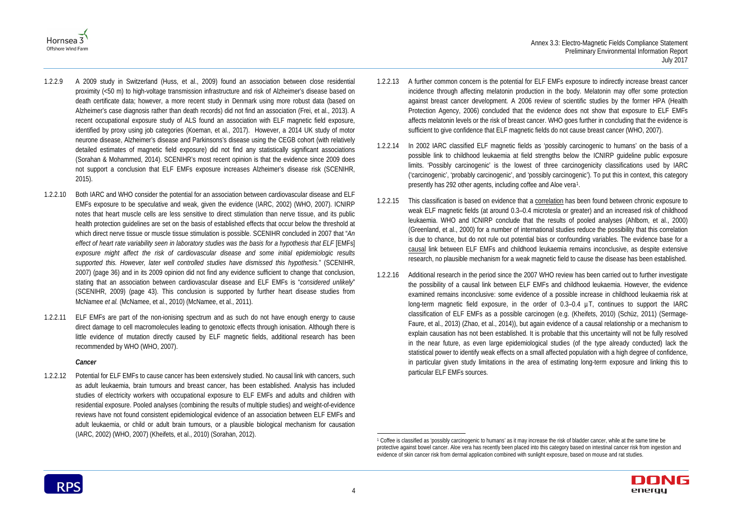1.2.2.9 A 2009 study in Switzerland (Huss, et al., 2009) found an association between close residential proximity (<50 m) to high-voltage transmission infrastructure and risk of Alzheimer's disease based on death certificate data; however, a more recent study in Denmark using more robust data (based on Alzheimer's case diagnosis rather than death records) did not find an association (Frei, et al., 2013). A recent occupational exposure study of ALS found an association with ELF magnetic field exposure, identified by proxy using job categories (Koeman, et al., 2017). However, a 2014 UK study of motor neurone disease, Alzheimer's disease and Parkinsons's disease using the CEGB cohort (with relatively detailed estimates of magnetic field exposure) did not find any statistically significant associations (Sorahan & Mohammed, 2014). SCENIHR's most recent opinion is that the evidence since 2009 does not support a conclusion that ELF EMFs exposure increases Alzheimer's disease risk (SCENIHR, 2015).

1.2.2.10 Both IARC and WHO consider the potential for an association between cardiovascular disease and ELF EMFs exposure to be speculative and weak, given the evidence (IARC, 2002) (WHO, 2007). ICNIRP notes that heart muscle cells are less sensitive to direct stimulation than nerve tissue, and its public health protection guidelines are set on the basis of established effects that occur below the threshold at which direct nerve tissue or muscle tissue stimulation is possible. SCENIHR concluded in 2007 that "*An effect of heart rate variability seen in laboratory studies was the basis for a hypothesis that ELF* [EMFs] *exposure might affect the risk of cardiovascular disease and some initial epidemiologic results supported this. However, later well controlled studies have dismissed this hypothesis.*" (SCENIHR, 2007) (page 36) and in its 2009 opinion did not find any evidence sufficient to change that conclusion, stating that an association between cardiovascular disease and ELF EMFs is "*considered unlikely*" (SCENIHR, 2009) (page 43). This conclusion is supported by further heart disease studies from McNamee *et al.* (McNamee, et al., 2010) (McNamee, et al., 2011).

1.2.2.11 ELF EMFs are part of the non-ionising spectrum and as such do not have enough energy to cause direct damage to cell macromolecules leading to genotoxic effects through ionisation. Although there is little evidence of mutation directly caused by ELF magnetic fields, additional research has been recommended by WHO (WHO, 2007).

***Cancer***

1.2.2.12 Potential for ELF EMFs to cause cancer has been extensively studied. No causal link with cancers, such as adult leukaemia, brain tumours and breast cancer, has been established. Analysis has included studies of electricity workers with occupational exposure to ELF EMFs and adults and children with residential exposure. Pooled analyses (combining the results of multiple studies) and weight-of-evidence reviews have not found consistent epidemiological evidence of an association between ELF EMFs and adult leukaemia, or child or adult brain tumours, or a plausible biological mechanism for causation (IARC, 2002) (WHO, 2007) (Kheifets, et al., 2010) (Sorahan, 2012).

1.2.2.13 A further common concern is the potential for ELF EMFs exposure to indirectly increase breast cancer incidence through affecting melatonin production in the body. Melatonin may offer some protection against breast cancer development. A 2006 review of scientific studies by the former HPA (Health Protection Agency, 2006) concluded that the evidence does not show that exposure to ELF EMFs affects melatonin levels or the risk of breast cancer. WHO goes further in concluding that the evidence is sufficient to give confidence that ELF magnetic fields do not cause breast cancer (WHO, 2007).

1.2.2.14 In 2002 IARC classified ELF magnetic fields as 'possibly carcinogenic to humans' on the basis of a possible link to childhood leukaemia at field strengths below the ICNIRP guideline public exposure limits. 'Possibly carcinogenic' is the lowest of three carcinogenicity classifications used by IARC ('carcinogenic', 'probably carcinogenic', and 'possibly carcinogenic'). To put this in context, this category presently has 292 other agents, including coffee and Aloe vera[1].

1.2.2.15 This classification is based on evidence that a correlation has been found between chronic exposure to weak ELF magnetic fields (at around 0.3–0.4 microtesla or greater) and an increased risk of childhood leukaemia. WHO and ICNIRP conclude that the results of pooled analyses (Ahlbom, et al., 2000) (Greenland, et al., 2000) for a number of international studies reduce the possibility that this correlation is due to chance, but do not rule out potential bias or confounding variables. The evidence base for a causal link between ELF EMFs and childhood leukaemia remains inconclusive, as despite extensive research, no plausible mechanism for a weak magnetic field to cause the disease has been established.

1.2.2.16 Additional research in the period since the 2007 WHO review has been carried out to further investigate the possibility of a causal link between ELF EMFs and childhood leukaemia. However, the evidence examined remains inconclusive: some evidence of a possible increase in childhood leukaemia risk at long-term magnetic field exposure, in the order of 0.3–0.4 µT, continues to support the IARC classification of ELF EMFs as a possible carcinogen (e.g. (Kheifets, 2010) (Schüz, 2011) (Sermage-Faure, et al., 2013) (Zhao, et al., 2014)), but again evidence of a causal relationship or a mechanism to explain causation has not been established. It is probable that this uncertainty will not be fully resolved in the near future, as even large epidemiological studies (of the type already conducted) lack the statistical power to identify weak effects on a small affected population with a high degree of confidence, in particular given study limitations in the area of estimating long-term exposure and linking this to particular ELF EMFs sources.

---

[1] Coffee is classified as 'possibly carcinogenic to humans' as it may increase the risk of bladder cancer, while at the same time be protective against bowel cancer. Aloe vera has recently been placed into this category based on intestinal cancer risk from ingestion and evidence of skin cancer risk from dermal application combined with sunlight exposure, based on mouse and rat studies.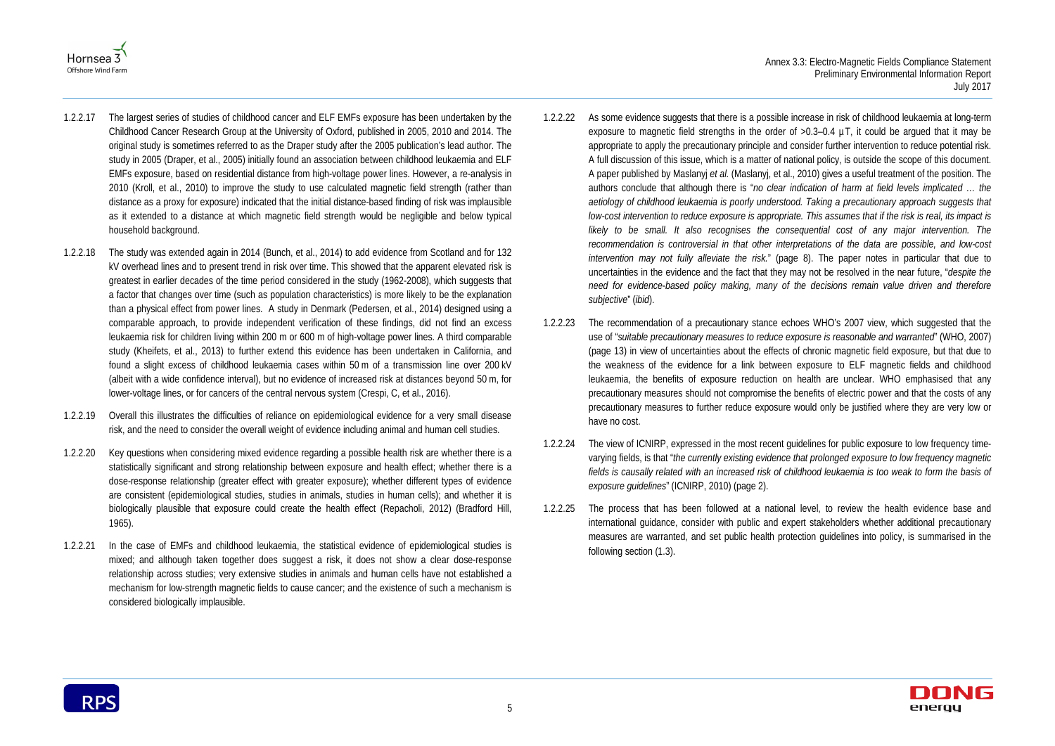1.2.2.17 The largest series of studies of childhood cancer and ELF EMFs exposure has been undertaken by the Childhood Cancer Research Group at the University of Oxford, published in 2005, 2010 and 2014. The original study is sometimes referred to as the Draper study after the 2005 publication's lead author. The study in 2005 (Draper, et al., 2005) initially found an association between childhood leukaemia and ELF EMFs exposure, based on residential distance from high-voltage power lines. However, a re-analysis in 2010 (Kroll, et al., 2010) to improve the study to use calculated magnetic field strength (rather than distance as a proxy for exposure) indicated that the initial distance-based finding of risk was implausible as it extended to a distance at which magnetic field strength would be negligible and below typical household background.

1.2.2.18 The study was extended again in 2014 (Bunch, et al., 2014) to add evidence from Scotland and for 132 kV overhead lines and to present trend in risk over time. This showed that the apparent elevated risk is greatest in earlier decades of the time period considered in the study (1962-2008), which suggests that a factor that changes over time (such as population characteristics) is more likely to be the explanation than a physical effect from power lines. A study in Denmark (Pedersen, et al., 2014) designed using a comparable approach, to provide independent verification of these findings, did not find an excess leukaemia risk for children living within 200 m or 600 m of high-voltage power lines. A third comparable study (Kheifets, et al., 2013) to further extend this evidence has been undertaken in California, and found a slight excess of childhood leukaemia cases within 50 m of a transmission line over 200 kV (albeit with a wide confidence interval), but no evidence of increased risk at distances beyond 50 m, for lower-voltage lines, or for cancers of the central nervous system (Crespi, C, et al., 2016).

1.2.2.19 Overall this illustrates the difficulties of reliance on epidemiological evidence for a very small disease risk, and the need to consider the overall weight of evidence including animal and human cell studies.

1.2.2.20 Key questions when considering mixed evidence regarding a possible health risk are whether there is a statistically significant and strong relationship between exposure and health effect; whether there is a dose-response relationship (greater effect with greater exposure); whether different types of evidence are consistent (epidemiological studies, studies in animals, studies in human cells); and whether it is biologically plausible that exposure could create the health effect (Repacholi, 2012) (Bradford Hill, 1965).

1.2.2.21 In the case of EMFs and childhood leukaemia, the statistical evidence of epidemiological studies is mixed; and although taken together does suggest a risk, it does not show a clear dose-response relationship across studies; very extensive studies in animals and human cells have not established a mechanism for low-strength magnetic fields to cause cancer; and the existence of such a mechanism is considered biologically implausible.

1.2.2.22 As some evidence suggests that there is a possible increase in risk of childhood leukaemia at long-term exposure to magnetic field strengths in the order of >0.3–0.4 µT, it could be argued that it may be appropriate to apply the precautionary principle and consider further intervention to reduce potential risk. A full discussion of this issue, which is a matter of national policy, is outside the scope of this document. A paper published by Maslanyj *et al.* (Maslanyj, et al., 2010) gives a useful treatment of the position. The authors conclude that although there is "*no clear indication of harm at field levels implicated … the aetiology of childhood leukaemia is poorly understood. Taking a precautionary approach suggests that low-cost intervention to reduce exposure is appropriate. This assumes that if the risk is real, its impact is likely to be small. It also recognises the consequential cost of any major intervention. The recommendation is controversial in that other interpretations of the data are possible, and low-cost intervention may not fully alleviate the risk.*" (page 8). The paper notes in particular that due to uncertainties in the evidence and the fact that they may not be resolved in the near future, "*despite the need for evidence-based policy making, many of the decisions remain value driven and therefore subjective*" (*ibid*).

1.2.2.23 The recommendation of a precautionary stance echoes WHO's 2007 view, which suggested that the use of "*suitable precautionary measures to reduce exposure is reasonable and warranted*" (WHO, 2007) (page 13) in view of uncertainties about the effects of chronic magnetic field exposure, but that due to the weakness of the evidence for a link between exposure to ELF magnetic fields and childhood leukaemia, the benefits of exposure reduction on health are unclear. WHO emphasised that any precautionary measures should not compromise the benefits of electric power and that the costs of any precautionary measures to further reduce exposure would only be justified where they are very low or have no cost.

1.2.2.24 The view of ICNIRP, expressed in the most recent guidelines for public exposure to low frequency time-varying fields, is that "*the currently existing evidence that prolonged exposure to low frequency magnetic fields is causally related with an increased risk of childhood leukaemia is too weak to form the basis of exposure guidelines*" (ICNIRP, 2010) (page 2).

1.2.2.25 The process that has been followed at a national level, to review the health evidence base and international guidance, consider with public and expert stakeholders whether additional precautionary measures are warranted, and set public health protection guidelines into policy, is summarised in the following section (1.3).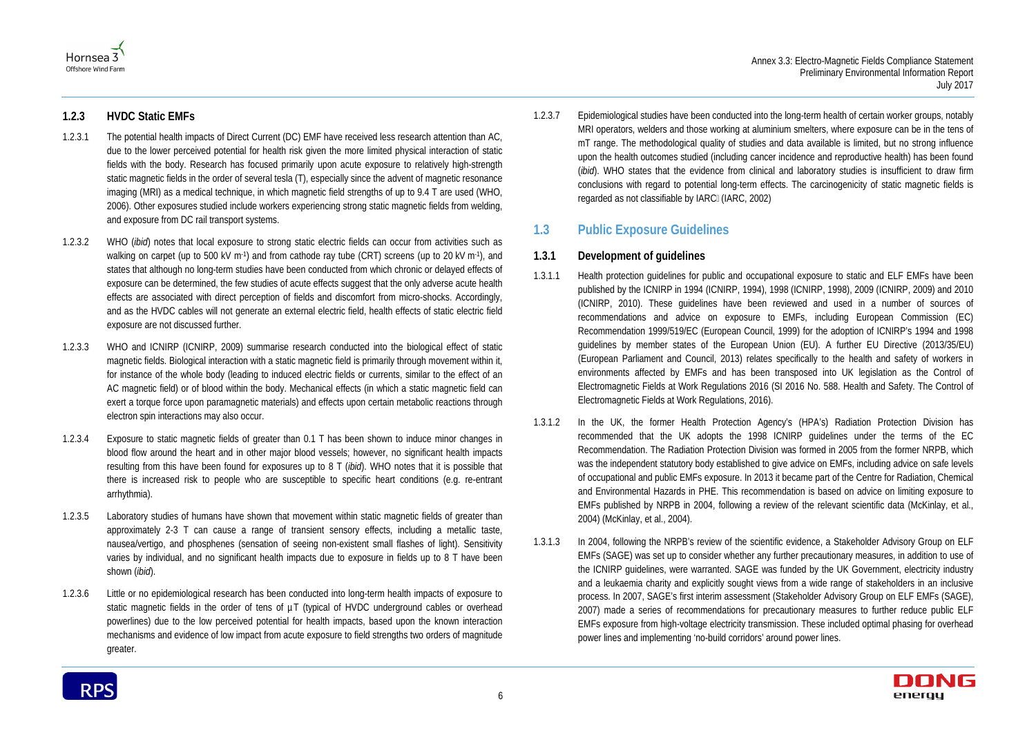### 1.2.3 HVDC Static EMFs

1.2.3.1 The potential health impacts of Direct Current (DC) EMF have received less research attention than AC, due to the lower perceived potential for health risk given the more limited physical interaction of static fields with the body. Research has focused primarily upon acute exposure to relatively high-strength static magnetic fields in the order of several tesla (T), especially since the advent of magnetic resonance imaging (MRI) as a medical technique, in which magnetic field strengths of up to 9.4 T are used (WHO, 2006). Other exposures studied include workers experiencing strong static magnetic fields from welding, and exposure from DC rail transport systems.

1.2.3.2 WHO (*ibid*) notes that local exposure to strong static electric fields can occur from activities such as walking on carpet (up to 500 kV $m^{-1}$) and from cathode ray tube (CRT) screens (up to 20 kV $m^{-1}$), and states that although no long-term studies have been conducted from which chronic or delayed effects of exposure can be determined, the few studies of acute effects suggest that the only adverse acute health effects are associated with direct perception of fields and discomfort from micro-shocks. Accordingly, and as the HVDC cables will not generate an external electric field, health effects of static electric field exposure are not discussed further.

1.2.3.3 WHO and ICNIRP (ICNIRP, 2009) summarise research conducted into the biological effect of static magnetic fields. Biological interaction with a static magnetic field is primarily through movement within it, for instance of the whole body (leading to induced electric fields or currents, similar to the effect of an AC magnetic field) or of blood within the body. Mechanical effects (in which a static magnetic field can exert a torque force upon paramagnetic materials) and effects upon certain metabolic reactions through electron spin interactions may also occur.

1.2.3.4 Exposure to static magnetic fields of greater than 0.1 T has been shown to induce minor changes in blood flow around the heart and in other major blood vessels; however, no significant health impacts resulting from this have been found for exposures up to 8 T (*ibid*). WHO notes that it is possible that there is increased risk to people who are susceptible to specific heart conditions (e.g. re-entrant arrhythmia).

1.2.3.5 Laboratory studies of humans have shown that movement within static magnetic fields of greater than approximately 2-3 T can cause a range of transient sensory effects, including a metallic taste, nausea/vertigo, and phosphenes (sensation of seeing non-existent small flashes of light). Sensitivity varies by individual, and no significant health impacts due to exposure in fields up to 8 T have been shown (*ibid*).

1.2.3.6 Little or no epidemiological research has been conducted into long-term health impacts of exposure to static magnetic fields in the order of tens of µT (typical of HVDC underground cables or overhead powerlines) due to the low perceived potential for health impacts, based upon the known interaction mechanisms and evidence of low impact from acute exposure to field strengths two orders of magnitude greater.

1.2.3.7 Epidemiological studies have been conducted into the long-term health of certain worker groups, notably MRI operators, welders and those working at aluminium smelters, where exposure can be in the tens of mT range. The methodological quality of studies and data available is limited, but no strong influence upon the health outcomes studied (including cancer incidence and reproductive health) has been found (*ibid*). WHO states that the evidence from clinical and laboratory studies is insufficient to draw firm conclusions with regard to potential long-term effects. The carcinogenicity of static magnetic fields is regarded as not classifiable by IARC (IARC, 2002)

## 1.3 Public Exposure Guidelines

### 1.3.1 Development of guidelines

1.3.1.1 Health protection guidelines for public and occupational exposure to static and ELF EMFs have been published by the ICNIRP in 1994 (ICNIRP, 1994), 1998 (ICNIRP, 1998), 2009 (ICNIRP, 2009) and 2010 (ICNIRP, 2010). These guidelines have been reviewed and used in a number of sources of recommendations and advice on exposure to EMFs, including European Commission (EC) Recommendation 1999/519/EC (European Council, 1999) for the adoption of ICNIRP's 1994 and 1998 guidelines by member states of the European Union (EU). A further EU Directive (2013/35/EU) (European Parliament and Council, 2013) relates specifically to the health and safety of workers in environments affected by EMFs and has been transposed into UK legislation as the Control of Electromagnetic Fields at Work Regulations 2016 (SI 2016 No. 588. Health and Safety. The Control of Electromagnetic Fields at Work Regulations, 2016).

1.3.1.2 In the UK, the former Health Protection Agency's (HPA's) Radiation Protection Division has recommended that the UK adopts the 1998 ICNIRP guidelines under the terms of the EC Recommendation. The Radiation Protection Division was formed in 2005 from the former NRPB, which was the independent statutory body established to give advice on EMFs, including advice on safe levels of occupational and public EMFs exposure. In 2013 it became part of the Centre for Radiation, Chemical and Environmental Hazards in PHE. This recommendation is based on advice on limiting exposure to EMFs published by NRPB in 2004, following a review of the relevant scientific data (McKinlay, et al., 2004) (McKinlay, et al., 2004).

1.3.1.3 In 2004, following the NRPB's review of the scientific evidence, a Stakeholder Advisory Group on ELF EMFs (SAGE) was set up to consider whether any further precautionary measures, in addition to use of the ICNIRP guidelines, were warranted. SAGE was funded by the UK Government, electricity industry and a leukaemia charity and explicitly sought views from a wide range of stakeholders in an inclusive process. In 2007, SAGE's first interim assessment (Stakeholder Advisory Group on ELF EMFs (SAGE), 2007) made a series of recommendations for precautionary measures to further reduce public ELF EMFs exposure from high-voltage electricity transmission. These included optimal phasing for overhead power lines and implementing 'no-build corridors' around power lines.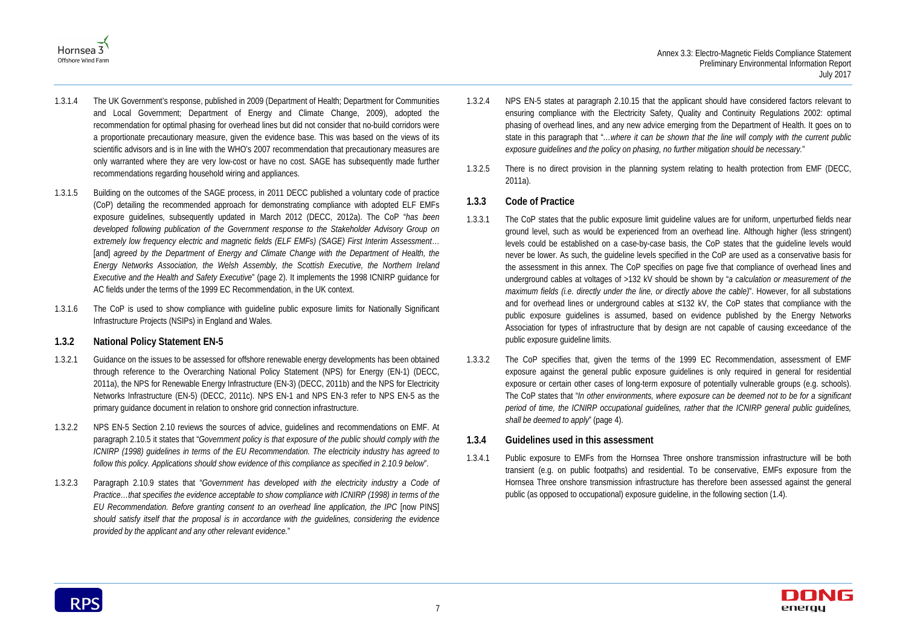1.3.1.4 The UK Government's response, published in 2009 (Department of Health; Department for Communities and Local Government; Department of Energy and Climate Change, 2009), adopted the recommendation for optimal phasing for overhead lines but did not consider that no-build corridors were a proportionate precautionary measure, given the evidence base. This was based on the views of its scientific advisors and is in line with the WHO's 2007 recommendation that precautionary measures are only warranted where they are very low-cost or have no cost. SAGE has subsequently made further recommendations regarding household wiring and appliances.

1.3.1.5 Building on the outcomes of the SAGE process, in 2011 DECC published a voluntary code of practice (CoP) detailing the recommended approach for demonstrating compliance with adopted ELF EMFs exposure guidelines, subsequently updated in March 2012 (DECC, 2012a). The CoP "*has been developed following publication of the Government response to the Stakeholder Advisory Group on extremely low frequency electric and magnetic fields (ELF EMFs) (SAGE) First Interim Assessment…* [and] *agreed by the Department of Energy and Climate Change with the Department of Health, the Energy Networks Association, the Welsh Assembly, the Scottish Executive, the Northern Ireland Executive and the Health and Safety Executive*" (page 2). It implements the 1998 ICNIRP guidance for AC fields under the terms of the 1999 EC Recommendation, in the UK context.

1.3.1.6 The CoP is used to show compliance with guideline public exposure limits for Nationally Significant Infrastructure Projects (NSIPs) in England and Wales.

### 1.3.2 National Policy Statement EN-5

1.3.2.1 Guidance on the issues to be assessed for offshore renewable energy developments has been obtained through reference to the Overarching National Policy Statement (NPS) for Energy (EN-1) (DECC, 2011a), the NPS for Renewable Energy Infrastructure (EN-3) (DECC, 2011b) and the NPS for Electricity Networks Infrastructure (EN-5) (DECC, 2011c). NPS EN-1 and NPS EN-3 refer to NPS EN-5 as the primary guidance document in relation to onshore grid connection infrastructure.

1.3.2.2 NPS EN-5 Section 2.10 reviews the sources of advice, guidelines and recommendations on EMF. At paragraph 2.10.5 it states that "*Government policy is that exposure of the public should comply with the ICNIRP (1998) guidelines in terms of the EU Recommendation. The electricity industry has agreed to follow this policy. Applications should show evidence of this compliance as specified in 2.10.9 below*".

1.3.2.3 Paragraph 2.10.9 states that "*Government has developed with the electricity industry a Code of Practice…that specifies the evidence acceptable to show compliance with ICNIRP (1998) in terms of the EU Recommendation. Before granting consent to an overhead line application, the IPC* [now PINS] *should satisfy itself that the proposal is in accordance with the guidelines, considering the evidence provided by the applicant and any other relevant evidence.*"

1.3.2.4 NPS EN-5 states at paragraph 2.10.15 that the applicant should have considered factors relevant to ensuring compliance with the Electricity Safety, Quality and Continuity Regulations 2002: optimal phasing of overhead lines, and any new advice emerging from the Department of Health. It goes on to state in this paragraph that "*…where it can be shown that the line will comply with the current public exposure guidelines and the policy on phasing, no further mitigation should be necessary.*"

1.3.2.5 There is no direct provision in the planning system relating to health protection from EMF (DECC, 2011a).

### 1.3.3 Code of Practice

1.3.3.1 The CoP states that the public exposure limit guideline values are for uniform, unperturbed fields near ground level, such as would be experienced from an overhead line. Although higher (less stringent) levels could be established on a case-by-case basis, the CoP states that the guideline levels would never be lower. As such, the guideline levels specified in the CoP are used as a conservative basis for the assessment in this annex. The CoP specifies on page five that compliance of overhead lines and underground cables at voltages of >132 kV should be shown by "*a calculation or measurement of the maximum fields (i.e. directly under the line, or directly above the cable)*". However, for all substations and for overhead lines or underground cables at ≤132 kV, the CoP states that compliance with the public exposure guidelines is assumed, based on evidence published by the Energy Networks Association for types of infrastructure that by design are not capable of causing exceedance of the public exposure guideline limits.

1.3.3.2 The CoP specifies that, given the terms of the 1999 EC Recommendation, assessment of EMF exposure against the general public exposure guidelines is only required in general for residential exposure or certain other cases of long-term exposure of potentially vulnerable groups (e.g. schools). The CoP states that "*In other environments, where exposure can be deemed not to be for a significant period of time, the ICNIRP occupational guidelines, rather that the ICNIRP general public guidelines, shall be deemed to apply*" (page 4).

### 1.3.4 Guidelines used in this assessment

1.3.4.1 Public exposure to EMFs from the Hornsea Three onshore transmission infrastructure will be both transient (e.g. on public footpaths) and residential. To be conservative, EMFs exposure from the Hornsea Three onshore transmission infrastructure has therefore been assessed against the general public (as opposed to occupational) exposure guideline, in the following section (1.4).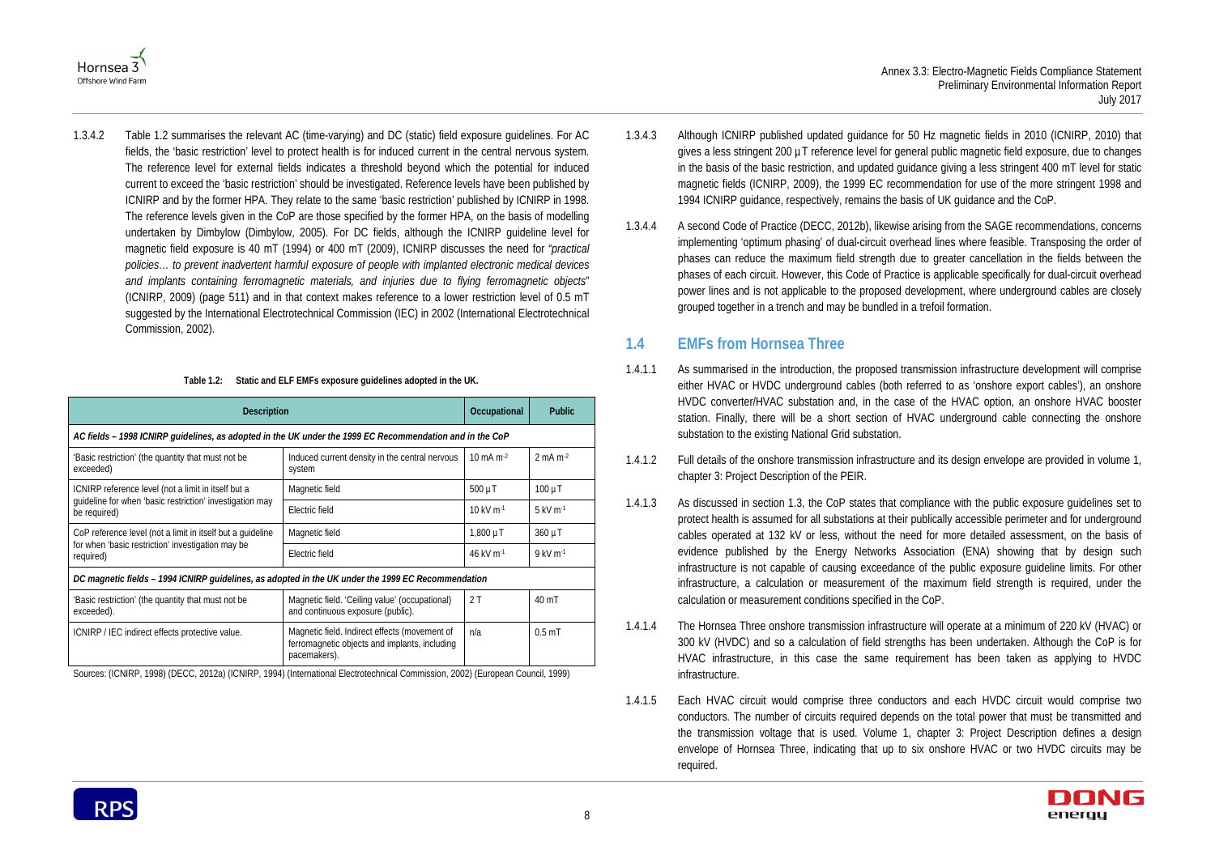1.3.4.2 Table 1.2 summarises the relevant AC (time-varying) and DC (static) field exposure guidelines. For AC fields, the 'basic restriction' level to protect health is for induced current in the central nervous system. The reference level for external fields indicates a threshold beyond which the potential for induced current to exceed the 'basic restriction' should be investigated. Reference levels have been published by ICNIRP and by the former HPA. They relate to the same 'basic restriction' published by ICNIRP in 1998. The reference levels given in the CoP are those specified by the former HPA, on the basis of modelling undertaken by Dimbylow (Dimbylow, 2005). For DC fields, although the ICNIRP guideline level for magnetic field exposure is 40 mT (1994) or 400 mT (2009), ICNIRP discusses the need for "*practical policies… to prevent inadvertent harmful exposure of people with implanted electronic medical devices and implants containing ferromagnetic materials, and injuries due to flying ferromagnetic objects*" (ICNIRP, 2009) (page 511) and in that context makes reference to a lower restriction level of 0.5 mT suggested by the International Electrotechnical Commission (IEC) in 2002 (International Electrotechnical Commission, 2002).

**Table 1.2: Static and ELF EMFs exposure guidelines adopted in the UK.**

| Description | | Occupational | Public |
|---|---|---|---|
| *AC fields – 1998 ICNIRP guidelines, as adopted in the UK under the 1999 EC Recommendation and in the CoP* | | | |
| 'Basic restriction' (the quantity that must not be exceeded) | Induced current density in the central nervous system | 10 mA m$^{-2}$ | 2 mA m$^{-2}$ |
| ICNIRP reference level (not a limit in itself but a guideline for when 'basic restriction' investigation may be required) | Magnetic field | 500 µT | 100 µT |
| | Electric field | 10 kV m$^{-1}$ | 5 kV m$^{-1}$ |
| CoP reference level (not a limit in itself but a guideline for when 'basic restriction' investigation may be required) | Magnetic field | 1,800 µT | 360 µT |
| | Electric field | 46 kV m$^{-1}$ | 9 kV m$^{-1}$ |
| *DC magnetic fields – 1994 ICNIRP guidelines, as adopted in the UK under the 1999 EC Recommendation* | | | |
| 'Basic restriction' (the quantity that must not be exceeded). | Magnetic field. 'Ceiling value' (occupational) and continuous exposure (public). | 2 T | 40 mT |
| ICNIRP / IEC indirect effects protective value. | Magnetic field. Indirect effects (movement of ferromagnetic objects and implants, including pacemakers). | n/a | 0.5 mT |

Sources: (ICNIRP, 1998) (DECC, 2012a) (ICNIRP, 1994) (International Electrotechnical Commission, 2002) (European Council, 1999)

1.3.4.3 Although ICNIRP published updated guidance for 50 Hz magnetic fields in 2010 (ICNIRP, 2010) that gives a less stringent 200 µT reference level for general public magnetic field exposure, due to changes in the basis of the basic restriction, and updated guidance giving a less stringent 400 mT level for static magnetic fields (ICNIRP, 2009), the 1999 EC recommendation for use of the more stringent 1998 and 1994 ICNIRP guidance, respectively, remains the basis of UK guidance and the CoP.

1.3.4.4 A second Code of Practice (DECC, 2012b), likewise arising from the SAGE recommendations, concerns implementing 'optimum phasing' of dual-circuit overhead lines where feasible. Transposing the order of phases can reduce the maximum field strength due to greater cancellation in the fields between the phases of each circuit. However, this Code of Practice is applicable specifically for dual-circuit overhead power lines and is not applicable to the proposed development, where underground cables are closely grouped together in a trench and may be bundled in a trefoil formation.

## 1.4 EMFs from Hornsea Three

1.4.1.1 As summarised in the introduction, the proposed transmission infrastructure development will comprise either HVAC or HVDC underground cables (both referred to as 'onshore export cables'), an onshore HVDC converter/HVAC substation and, in the case of the HVAC option, an onshore HVAC booster station. Finally, there will be a short section of HVAC underground cable connecting the onshore substation to the existing National Grid substation.

1.4.1.2 Full details of the onshore transmission infrastructure and its design envelope are provided in volume 1, chapter 3: Project Description of the PEIR.

1.4.1.3 As discussed in section 1.3, the CoP states that compliance with the public exposure guidelines set to protect health is assumed for all substations at their publically accessible perimeter and for underground cables operated at 132 kV or less, without the need for more detailed assessment, on the basis of evidence published by the Energy Networks Association (ENA) showing that by design such infrastructure is not capable of causing exceedance of the public exposure guideline limits. For other infrastructure, a calculation or measurement of the maximum field strength is required, under the calculation or measurement conditions specified in the CoP.

1.4.1.4 The Hornsea Three onshore transmission infrastructure will operate at a minimum of 220 kV (HVAC) or 300 kV (HVDC) and so a calculation of field strengths has been undertaken. Although the CoP is for HVAC infrastructure, in this case the same requirement has been taken as applying to HVDC infrastructure.

1.4.1.5 Each HVAC circuit would comprise three conductors and each HVDC circuit would comprise two conductors. The number of circuits required depends on the total power that must be transmitted and the transmission voltage that is used. Volume 1, chapter 3: Project Description defines a design envelope of Hornsea Three, indicating that up to six onshore HVAC or two HVDC circuits may be required.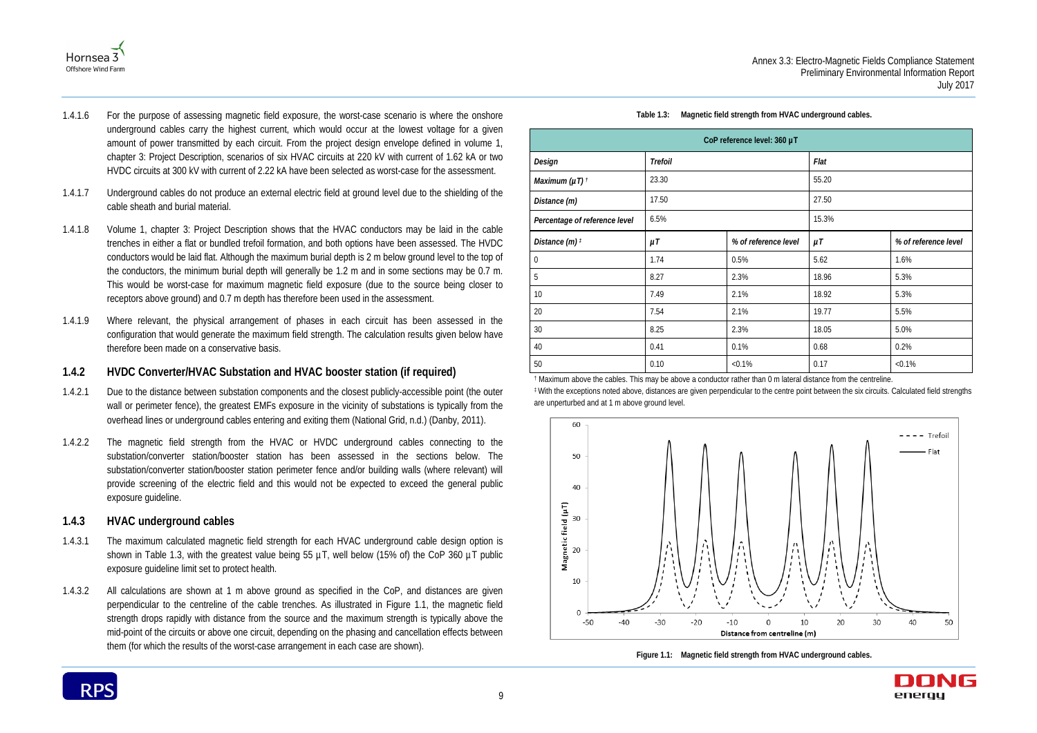1.4.1.6 For the purpose of assessing magnetic field exposure, the worst-case scenario is where the onshore underground cables carry the highest current, which would occur at the lowest voltage for a given amount of power transmitted by each circuit. From the project design envelope defined in volume 1, chapter 3: Project Description, scenarios of six HVAC circuits at 220 kV with current of 1.62 kA or two HVDC circuits at 300 kV with current of 2.22 kA have been selected as worst-case for the assessment.

1.4.1.7 Underground cables do not produce an external electric field at ground level due to the shielding of the cable sheath and burial material.

1.4.1.8 Volume 1, chapter 3: Project Description shows that the HVAC conductors may be laid in the cable trenches in either a flat or bundled trefoil formation, and both options have been assessed. The HVDC conductors would be laid flat. Although the maximum burial depth is 2 m below ground level to the top of the conductors, the minimum burial depth will generally be 1.2 m and in some sections may be 0.7 m. This would be worst-case for maximum magnetic field exposure (due to the source being closer to receptors above ground) and 0.7 m depth has therefore been used in the assessment.

1.4.1.9 Where relevant, the physical arrangement of phases in each circuit has been assessed in the configuration that would generate the maximum field strength. The calculation results given below have therefore been made on a conservative basis.

### 1.4.2 HVDC Converter/HVAC Substation and HVAC booster station (if required)

1.4.2.1 Due to the distance between substation components and the closest publicly-accessible point (the outer wall or perimeter fence), the greatest EMFs exposure in the vicinity of substations is typically from the overhead lines or underground cables entering and exiting them (National Grid, n.d.) (Danby, 2011).

1.4.2.2 The magnetic field strength from the HVAC or HVDC underground cables connecting to the substation/converter station/booster station has been assessed in the sections below. The substation/converter station/booster station perimeter fence and/or building walls (where relevant) will provide screening of the electric field and this would not be expected to exceed the general public exposure guideline.

### 1.4.3 HVAC underground cables

1.4.3.1 The maximum calculated magnetic field strength for each HVAC underground cable design option is shown in Table 1.3, with the greatest value being 55 µT, well below (15% of) the CoP 360 µT public exposure guideline limit set to protect health.

1.4.3.2 All calculations are shown at 1 m above ground as specified in the CoP, and distances are given perpendicular to the centreline of the cable trenches. As illustrated in Figure 1.1, the magnetic field strength drops rapidly with distance from the source and the maximum strength is typically above the mid-point of the circuits or above one circuit, depending on the phasing and cancellation effects between them (for which the results of the worst-case arrangement in each case are shown).

**Table 1.3: Magnetic field strength from HVAC underground cables.**

| CoP reference level: 360 µT | | | | |
|---|---|---|---|---|
| *Design* | *Trefoil* | | *Flat* | |
| *Maximum (µT)* † | 23.30 | | 55.20 | |
| *Distance (m)* | 17.50 | | 27.50 | |
| *Percentage of reference level* | 6.5% | | 15.3% | |
| *Distance (m)* ‡ | *µT* | *% of reference level* | *µT* | *% of reference level* |
| 0 | 1.74 | 0.5% | 5.62 | 1.6% |
| 5 | 8.27 | 2.3% | 18.96 | 5.3% |
| 10 | 7.49 | 2.1% | 18.92 | 5.3% |
| 20 | 7.54 | 2.1% | 19.77 | 5.5% |
| 30 | 8.25 | 2.3% | 18.05 | 5.0% |
| 40 | 0.41 | 0.1% | 0.68 | 0.2% |
| 50 | 0.10 | <0.1% | 0.17 | <0.1% |

† Maximum above the cables. This may be above a conductor rather than 0 m lateral distance from the centreline.

‡ With the exceptions noted above, distances are given perpendicular to the centre point between the six circuits. Calculated field strengths are unperturbed and at 1 m above ground level.

**Figure 1.1: Magnetic field strength from HVAC underground cables.**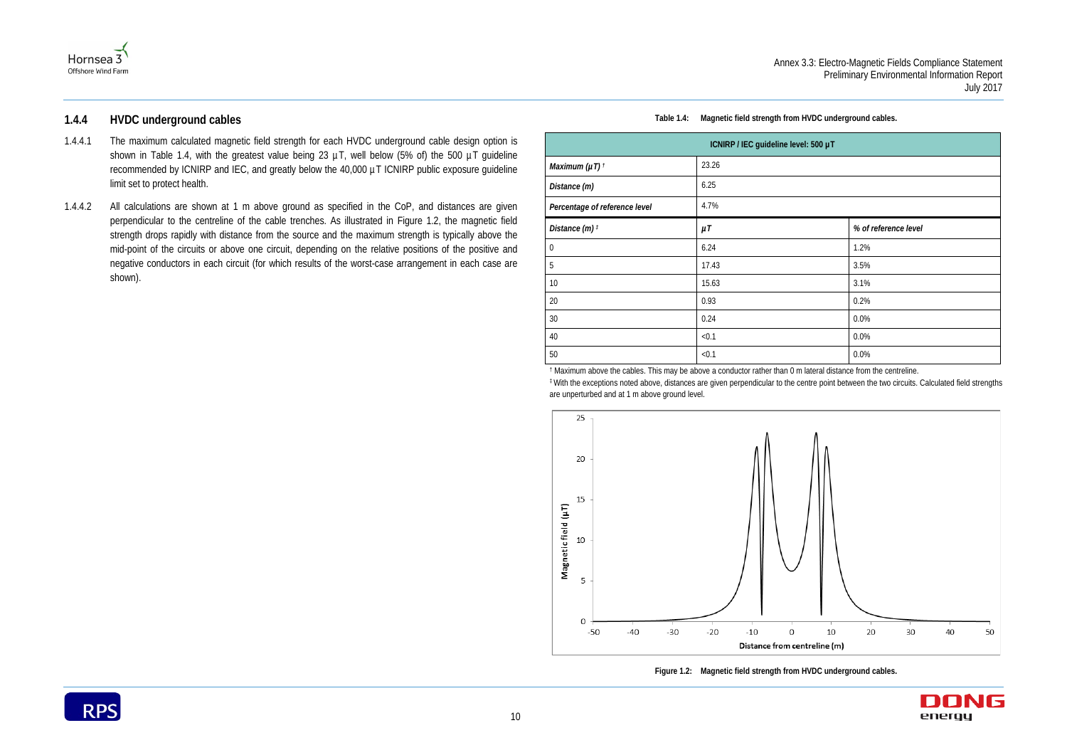### 1.4.4 HVDC underground cables

1.4.4.1 The maximum calculated magnetic field strength for each HVDC underground cable design option is shown in Table 1.4, with the greatest value being 23 µT, well below (5% of) the 500 µT guideline recommended by ICNIRP and IEC, and greatly below the 40,000 µT ICNIRP public exposure guideline limit set to protect health.

1.4.4.2 All calculations are shown at 1 m above ground as specified in the CoP, and distances are given perpendicular to the centreline of the cable trenches. As illustrated in Figure 1.2, the magnetic field strength drops rapidly with distance from the source and the maximum strength is typically above the mid-point of the circuits or above one circuit, depending on the relative positions of the positive and negative conductors in each circuit (for which results of the worst-case arrangement in each case are shown).

**Table 1.4: Magnetic field strength from HVDC underground cables.**

| ICNIRP / IEC guideline level: 500 µT | | |
|---|---|---|
| *Maximum (µT)* † | 23.26 | |
| *Distance (m)* | 6.25 | |
| *Percentage of reference level* | 4.7% | |
| *Distance (m)* ‡ | *µT* | *% of reference level* |
| 0 | 6.24 | 1.2% |
| 5 | 17.43 | 3.5% |
| 10 | 15.63 | 3.1% |
| 20 | 0.93 | 0.2% |
| 30 | 0.24 | 0.0% |
| 40 | <0.1 | 0.0% |
| 50 | <0.1 | 0.0% |

† Maximum above the cables. This may be above a conductor rather than 0 m lateral distance from the centreline.

‡ With the exceptions noted above, distances are given perpendicular to the centre point between the two circuits. Calculated field strengths are unperturbed and at 1 m above ground level.

**Figure 1.2: Magnetic field strength from HVDC underground cables.**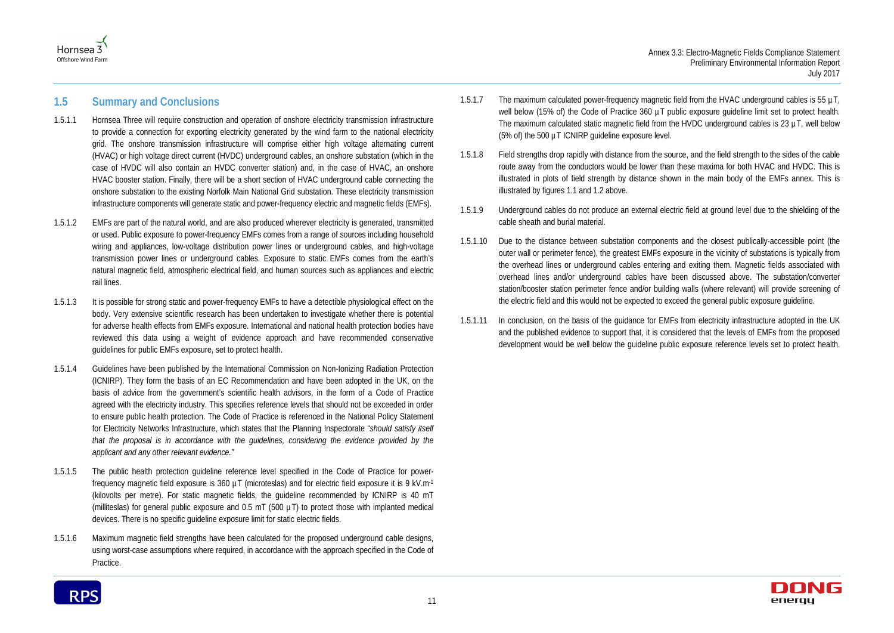## 1.5 Summary and Conclusions

1.5.1.1 Hornsea Three will require construction and operation of onshore electricity transmission infrastructure to provide a connection for exporting electricity generated by the wind farm to the national electricity grid. The onshore transmission infrastructure will comprise either high voltage alternating current (HVAC) or high voltage direct current (HVDC) underground cables, an onshore substation (which in the case of HVDC will also contain an HVDC converter station) and, in the case of HVAC, an onshore HVAC booster station. Finally, there will be a short section of HVAC underground cable connecting the onshore substation to the existing Norfolk Main National Grid substation. These electricity transmission infrastructure components will generate static and power-frequency electric and magnetic fields (EMFs).

1.5.1.2 EMFs are part of the natural world, and are also produced wherever electricity is generated, transmitted or used. Public exposure to power-frequency EMFs comes from a range of sources including household wiring and appliances, low-voltage distribution power lines or underground cables, and high-voltage transmission power lines or underground cables. Exposure to static EMFs comes from the earth's natural magnetic field, atmospheric electrical field, and human sources such as appliances and electric rail lines.

1.5.1.3 It is possible for strong static and power-frequency EMFs to have a detectible physiological effect on the body. Very extensive scientific research has been undertaken to investigate whether there is potential for adverse health effects from EMFs exposure. International and national health protection bodies have reviewed this data using a weight of evidence approach and have recommended conservative guidelines for public EMFs exposure, set to protect health.

1.5.1.4 Guidelines have been published by the International Commission on Non-Ionizing Radiation Protection (ICNIRP). They form the basis of an EC Recommendation and have been adopted in the UK, on the basis of advice from the government's scientific health advisors, in the form of a Code of Practice agreed with the electricity industry. This specifies reference levels that should not be exceeded in order to ensure public health protection. The Code of Practice is referenced in the National Policy Statement for Electricity Networks Infrastructure, which states that the Planning Inspectorate "*should satisfy itself that the proposal is in accordance with the guidelines, considering the evidence provided by the applicant and any other relevant evidence.*"

1.5.1.5 The public health protection guideline reference level specified in the Code of Practice for power-frequency magnetic field exposure is 360 µT (microteslas) and for electric field exposure it is 9 kV.m$^{-1}$ (kilovolts per metre). For static magnetic fields, the guideline recommended by ICNIRP is 40 mT (milliteslas) for general public exposure and 0.5 mT (500 µT) to protect those with implanted medical devices. There is no specific guideline exposure limit for static electric fields.

1.5.1.6 Maximum magnetic field strengths have been calculated for the proposed underground cable designs, using worst-case assumptions where required, in accordance with the approach specified in the Code of Practice.

1.5.1.7 The maximum calculated power-frequency magnetic field from the HVAC underground cables is 55 µT, well below (15% of) the Code of Practice 360 µT public exposure guideline limit set to protect health. The maximum calculated static magnetic field from the HVDC underground cables is 23 µT, well below (5% of) the 500 µT ICNIRP guideline exposure level.

1.5.1.8 Field strengths drop rapidly with distance from the source, and the field strength to the sides of the cable route away from the conductors would be lower than these maxima for both HVAC and HVDC. This is illustrated in plots of field strength by distance shown in the main body of the EMFs annex. This is illustrated by figures 1.1 and 1.2 above.

1.5.1.9 Underground cables do not produce an external electric field at ground level due to the shielding of the cable sheath and burial material.

1.5.1.10 Due to the distance between substation components and the closest publically-accessible point (the outer wall or perimeter fence), the greatest EMFs exposure in the vicinity of substations is typically from the overhead lines or underground cables entering and exiting them. Magnetic fields associated with overhead lines and/or underground cables have been discussed above. The substation/converter station/booster station perimeter fence and/or building walls (where relevant) will provide screening of the electric field and this would not be expected to exceed the general public exposure guideline.

1.5.1.11 In conclusion, on the basis of the guidance for EMFs from electricity infrastructure adopted in the UK and the published evidence to support that, it is considered that the levels of EMFs from the proposed development would be well below the guideline public exposure reference levels set to protect health.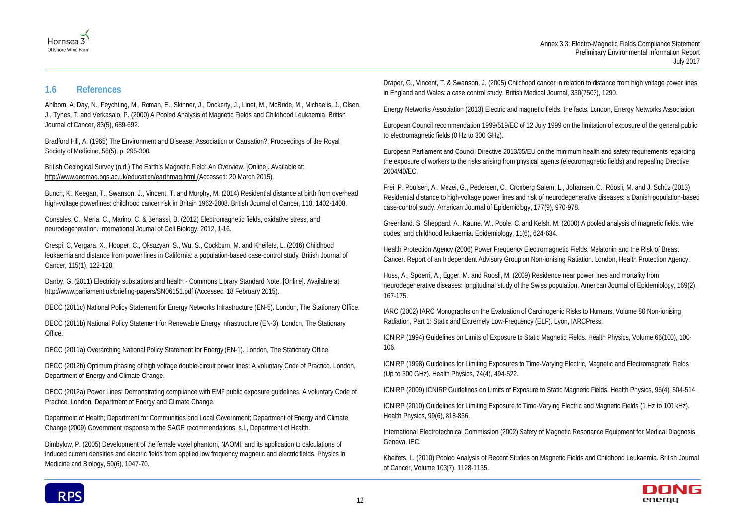## 1.6 References

Ahlbom, A, Day, N., Feychting, M., Roman, E., Skinner, J., Dockerty, J., Linet, M., McBride, M., Michaelis, J., Olsen, J., Tynes, T. and Verkasalo, P. (2000) A Pooled Analysis of Magnetic Fields and Childhood Leukaemia. British Journal of Cancer, 83(5), 689-692.

Bradford Hill, A. (1965) The Environment and Disease: Association or Causation?. Proceedings of the Royal Society of Medicine, 58(5), p. 295-300.

British Geological Survey (n.d.) The Earth's Magnetic Field: An Overview. [Online]. Available at: http://www.geomag.bgs.ac.uk/education/earthmag.html (Accessed: 20 March 2015).

Bunch, K., Keegan, T., Swanson, J., Vincent, T. and Murphy, M. (2014) Residential distance at birth from overhead high-voltage powerlines: childhood cancer risk in Britain 1962-2008. British Journal of Cancer, 110, 1402-1408.

Consales, C., Merla, C., Marino, C. & Benassi, B. (2012) Electromagnetic fields, oxidative stress, and neurodegeneration. International Journal of Cell Biology, 2012, 1-16.

Crespi, C, Vergara, X., Hooper, C., Oksuzyan, S., Wu, S., Cockburn, M. and Kheifets, L. (2016) Childhood leukaemia and distance from power lines in California: a population-based case-control study. British Journal of Cancer, 115(1), 122-128.

Danby, G. (2011) Electricity substations and health - Commons Library Standard Note. [Online]. Available at: http://www.parliament.uk/briefing-papers/SN06151.pdf (Accessed: 18 February 2015).

DECC (2011c) National Policy Statement for Energy Networks Infrastructure (EN-5). London, The Stationary Office.

DECC (2011b) National Policy Statement for Renewable Energy Infrastructure (EN-3). London, The Stationary Office.

DECC (2011a) Overarching National Policy Statement for Energy (EN-1). London, The Stationary Office.

DECC (2012b) Optimum phasing of high voltage double-circuit power lines: A voluntary Code of Practice. London, Department of Energy and Climate Change.

DECC (2012a) Power Lines: Demonstrating compliance with EMF public exposure guidelines. A voluntary Code of Practice. London, Department of Energy and Climate Change.

Department of Health; Department for Communities and Local Government; Department of Energy and Climate Change (2009) Government response to the SAGE recommendations. s.l., Department of Health.

Dimbylow, P. (2005) Development of the female voxel phantom, NAOMI, and its application to calculations of induced current densities and electric fields from applied low frequency magnetic and electric fields. Physics in Medicine and Biology, 50(6), 1047-70.

Draper, G., Vincent, T. & Swanson, J. (2005) Childhood cancer in relation to distance from high voltage power lines in England and Wales: a case control study. British Medical Journal, 330(7503), 1290.

Energy Networks Association (2013) Electric and magnetic fields: the facts. London, Energy Networks Association.

European Council recommendation 1999/519/EC of 12 July 1999 on the limitation of exposure of the general public to electromagnetic fields (0 Hz to 300 GHz).

European Parliament and Council Directive 2013/35/EU on the minimum health and safety requirements regarding the exposure of workers to the risks arising from physical agents (electromagnetic fields) and repealing Directive 2004/40/EC.

Frei, P. Poulsen, A., Mezei, G., Pedersen, C., Cronberg Salem, L., Johansen, C., Röösli, M. and J. Schüz (2013) Residential distance to high-voltage power lines and risk of neurodegenerative diseases: a Danish population-based case-control study. American Journal of Epidemiology, 177(9), 970-978.

Greenland, S. Sheppard, A., Kaune, W., Poole, C. and Kelsh, M. (2000) A pooled analysis of magnetic fields, wire codes, and childhood leukaemia. Epidemiology, 11(6), 624-634.

Health Protection Agency (2006) Power Frequency Electromagnetic Fields. Melatonin and the Risk of Breast Cancer. Report of an Independent Advisory Group on Non-ionising Ratiation. London, Health Protection Agency.

Huss, A., Spoerri, A., Egger, M. and Roosli, M. (2009) Residence near power lines and mortality from neurodegenerative diseases: longitudinal study of the Swiss population. American Journal of Epidemiology, 169(2), 167-175.

IARC (2002) IARC Monographs on the Evaluation of Carcinogenic Risks to Humans, Volume 80 Non-ionising Radiation, Part 1: Static and Extremely Low-Frequency (ELF). Lyon, IARCPress.

ICNIRP (1994) Guidelines on Limits of Exposure to Static Magnetic Fields. Health Physics, Volume 66(100), 100-106.

ICNIRP (1998) Guidelines for Limiting Exposures to Time-Varying Electric, Magnetic and Electromagnetic Fields (Up to 300 GHz). Health Physics, 74(4), 494-522.

ICNIRP (2009) ICNIRP Guidelines on Limits of Exposure to Static Magnetic Fields. Health Physics, 96(4), 504-514.

ICNIRP (2010) Guidelines for Limiting Exposure to Time-Varying Electric and Magnetic Fields (1 Hz to 100 kHz). Health Physics, 99(6), 818-836.

International Electrotechnical Commission (2002) Safety of Magnetic Resonance Equipment for Medical Diagnosis. Geneva, IEC.

Kheifets, L. (2010) Pooled Analysis of Recent Studies on Magnetic Fields and Childhood Leukaemia. British Journal of Cancer, Volume 103(7), 1128-1135.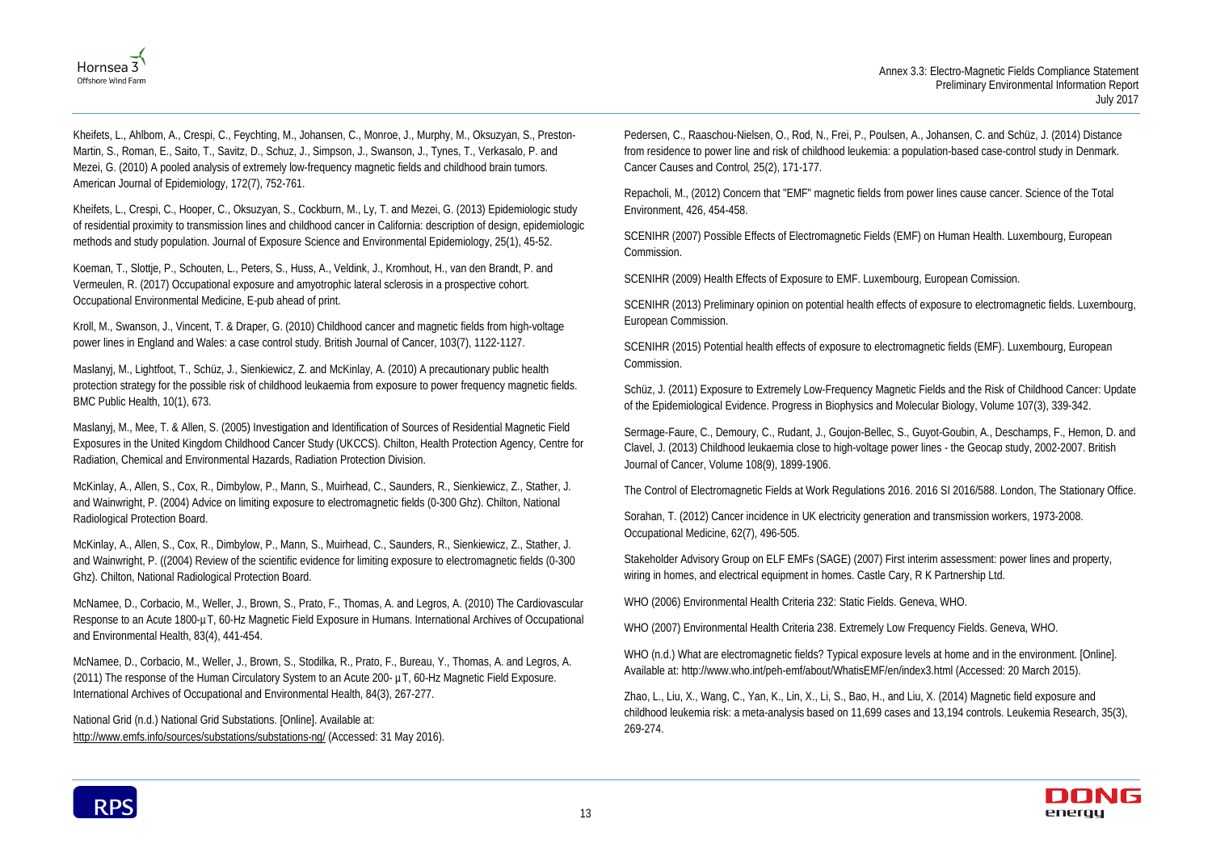Kheifets, L., Ahlbom, A., Crespi, C., Feychting, M., Johansen, C., Monroe, J., Murphy, M., Oksuzyan, S., Preston-Martin, S., Roman, E., Saito, T., Savitz, D., Schuz, J., Simpson, J., Swanson, J., Tynes, T., Verkasalo, P. and Mezei, G. (2010) A pooled analysis of extremely low-frequency magnetic fields and childhood brain tumors. American Journal of Epidemiology, 172(7), 752-761.

Kheifets, L., Crespi, C., Hooper, C., Oksuzyan, S., Cockburn, M., Ly, T. and Mezei, G. (2013) Epidemiologic study of residential proximity to transmission lines and childhood cancer in California: description of design, epidemiologic methods and study population. Journal of Exposure Science and Environmental Epidemiology, 25(1), 45-52.

Koeman, T., Slottje, P., Schouten, L., Peters, S., Huss, A., Veldink, J., Kromhout, H., van den Brandt, P. and Vermeulen, R. (2017) Occupational exposure and amyotrophic lateral sclerosis in a prospective cohort. Occupational Environmental Medicine, E-pub ahead of print.

Kroll, M., Swanson, J., Vincent, T. & Draper, G. (2010) Childhood cancer and magnetic fields from high-voltage power lines in England and Wales: a case control study. British Journal of Cancer, 103(7), 1122-1127.

Maslanyj, M., Lightfoot, T., Schüz, J., Sienkiewicz, Z. and McKinlay, A. (2010) A precautionary public health protection strategy for the possible risk of childhood leukaemia from exposure to power frequency magnetic fields. BMC Public Health, 10(1), 673.

Maslanyj, M., Mee, T. & Allen, S. (2005) Investigation and Identification of Sources of Residential Magnetic Field Exposures in the United Kingdom Childhood Cancer Study (UKCCS). Chilton, Health Protection Agency, Centre for Radiation, Chemical and Environmental Hazards, Radiation Protection Division.

McKinlay, A., Allen, S., Cox, R., Dimbylow, P., Mann, S., Muirhead, C., Saunders, R., Sienkiewicz, Z., Stather, J. and Wainwright, P. (2004) Advice on limiting exposure to electromagnetic fields (0-300 Ghz). Chilton, National Radiological Protection Board.

McKinlay, A., Allen, S., Cox, R., Dimbylow, P., Mann, S., Muirhead, C., Saunders, R., Sienkiewicz, Z., Stather, J. and Wainwright, P. ((2004) Review of the scientific evidence for limiting exposure to electromagnetic fields (0-300 Ghz). Chilton, National Radiological Protection Board.

McNamee, D., Corbacio, M., Weller, J., Brown, S., Prato, F., Thomas, A. and Legros, A. (2010) The Cardiovascular Response to an Acute 1800-µT, 60-Hz Magnetic Field Exposure in Humans. International Archives of Occupational and Environmental Health, 83(4), 441-454.

McNamee, D., Corbacio, M., Weller, J., Brown, S., Stodilka, R., Prato, F., Bureau, Y., Thomas, A. and Legros, A. (2011) The response of the Human Circulatory System to an Acute 200- µT, 60-Hz Magnetic Field Exposure. International Archives of Occupational and Environmental Health, 84(3), 267-277.

National Grid (n.d.) National Grid Substations. [Online]. Available at: http://www.emfs.info/sources/substations/substations-ng/ (Accessed: 31 May 2016).

Pedersen, C., Raaschou-Nielsen, O., Rod, N., Frei, P., Poulsen, A., Johansen, C. and Schüz, J. (2014) Distance from residence to power line and risk of childhood leukemia: a population-based case-control study in Denmark. Cancer Causes and Control, 25(2), 171-177.

Repacholi, M., (2012) Concern that "EMF" magnetic fields from power lines cause cancer. Science of the Total Environment, 426, 454-458.

SCENIHR (2007) Possible Effects of Electromagnetic Fields (EMF) on Human Health. Luxembourg, European Commission.

SCENIHR (2009) Health Effects of Exposure to EMF. Luxembourg, European Comission.

SCENIHR (2013) Preliminary opinion on potential health effects of exposure to electromagnetic fields. Luxembourg, European Commission.

SCENIHR (2015) Potential health effects of exposure to electromagnetic fields (EMF). Luxembourg, European Commission.

Schüz, J. (2011) Exposure to Extremely Low-Frequency Magnetic Fields and the Risk of Childhood Cancer: Update of the Epidemiological Evidence. Progress in Biophysics and Molecular Biology, Volume 107(3), 339-342.

Sermage-Faure, C., Demoury, C., Rudant, J., Goujon-Bellec, S., Guyot-Goubin, A., Deschamps, F., Hemon, D. and Clavel, J. (2013) Childhood leukaemia close to high-voltage power lines - the Geocap study, 2002-2007. British Journal of Cancer, Volume 108(9), 1899-1906.

The Control of Electromagnetic Fields at Work Regulations 2016. 2016 SI 2016/588. London, The Stationary Office.

Sorahan, T. (2012) Cancer incidence in UK electricity generation and transmission workers, 1973-2008. Occupational Medicine, 62(7), 496-505.

Stakeholder Advisory Group on ELF EMFs (SAGE) (2007) First interim assessment: power lines and property, wiring in homes, and electrical equipment in homes. Castle Cary, R K Partnership Ltd.

WHO (2006) Environmental Health Criteria 232: Static Fields. Geneva, WHO.

WHO (2007) Environmental Health Criteria 238. Extremely Low Frequency Fields. Geneva, WHO.

WHO (n.d.) What are electromagnetic fields? Typical exposure levels at home and in the environment. [Online]. Available at: http://www.who.int/peh-emf/about/WhatisEMF/en/index3.html (Accessed: 20 March 2015).

Zhao, L., Liu, X., Wang, C., Yan, K., Lin, X., Li, S., Bao, H., and Liu, X. (2014) Magnetic field exposure and childhood leukemia risk: a meta-analysis based on 11,699 cases and 13,194 controls. Leukemia Research, 35(3), 269-274.